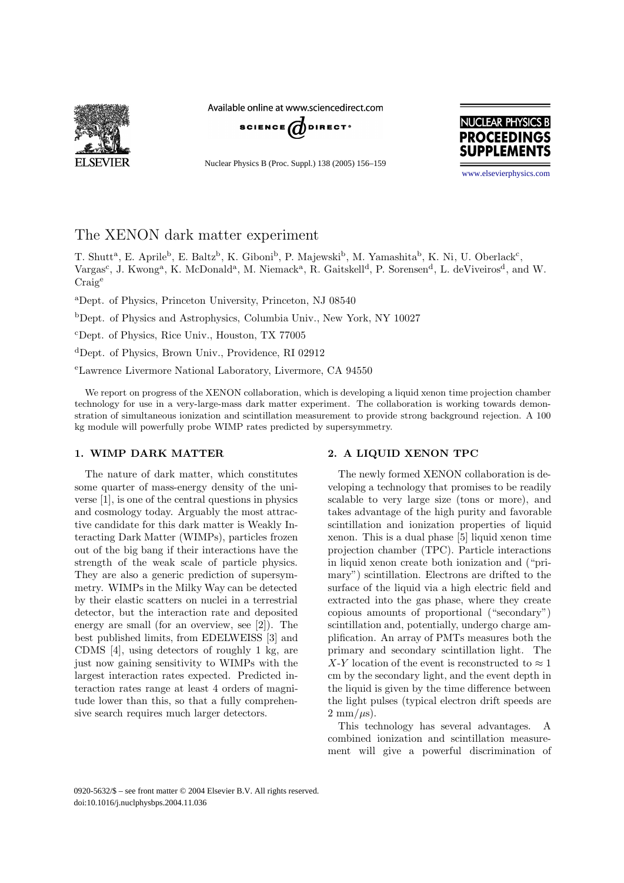# The XENON dark matter experiment

T. Shutt[a], E. Aprile[b], E. Baltz[b], K. Giboni[b], P. Majewski[b], M. Yamashita[b], K. Ni, U. Oberlack[c], Vargas[c], J. Kwong[a], K. McDonald[a], M. Niemack[a], R. Gaitskell[d], P. Sorensen[d], L. deViveiros[d], and W. Craig[e]

[a]Dept. of Physics, Princeton University, Princeton, NJ 08540

[b]Dept. of Physics and Astrophysics, Columbia Univ., New York, NY 10027

[c]Dept. of Physics, Rice Univ., Houston, TX 77005

[d]Dept. of Physics, Brown Univ., Providence, RI 02912

[e]Lawrence Livermore National Laboratory, Livermore, CA 94550

We report on progress of the XENON collaboration, which is developing a liquid xenon time projection chamber technology for use in a very-large-mass dark matter experiment. The collaboration is working towards demonstration of simultaneous ionization and scintillation measurement to provide strong background rejection. A 100 kg module will powerfully probe WIMP rates predicted by supersymmetry.

## 1. WIMP DARK MATTER

The nature of dark matter, which constitutes some quarter of mass-energy density of the universe [1], is one of the central questions in physics and cosmology today. Arguably the most attractive candidate for this dark matter is Weakly Interacting Dark Matter (WIMPs), particles frozen out of the big bang if their interactions have the strength of the weak scale of particle physics. They are also a generic prediction of supersymmetry. WIMPs in the Milky Way can be detected by their elastic scatters on nuclei in a terrestrial detector, but the interaction rate and deposited energy are small (for an overview, see [2]). The best published limits, from EDELWEISS [3] and CDMS [4], using detectors of roughly 1 kg, are just now gaining sensitivity to WIMPs with the largest interaction rates expected. Predicted interaction rates range at least 4 orders of magnitude lower than this, so that a fully comprehensive search requires much larger detectors.

## 2. A LIQUID XENON TPC

The newly formed XENON collaboration is developing a technology that promises to be readily scalable to very large size (tons or more), and takes advantage of the high purity and favorable scintillation and ionization properties of liquid xenon. This is a dual phase [5] liquid xenon time projection chamber (TPC). Particle interactions in liquid xenon create both ionization and ("primary") scintillation. Electrons are drifted to the surface of the liquid via a high electric field and extracted into the gas phase, where they create copious amounts of proportional ("secondary") scintillation and, potentially, undergo charge amplification. An array of PMTs measures both the primary and secondary scintillation light. The $X$-$Y$ location of the event is reconstructed to $\approx 1$ cm by the secondary light, and the event depth in the liquid is given by the time difference between the light pulses (typical electron drift speeds are $2$ mm/$\mu$s).

This technology has several advantages. A combined ionization and scintillation measurement will give a powerful discrimination of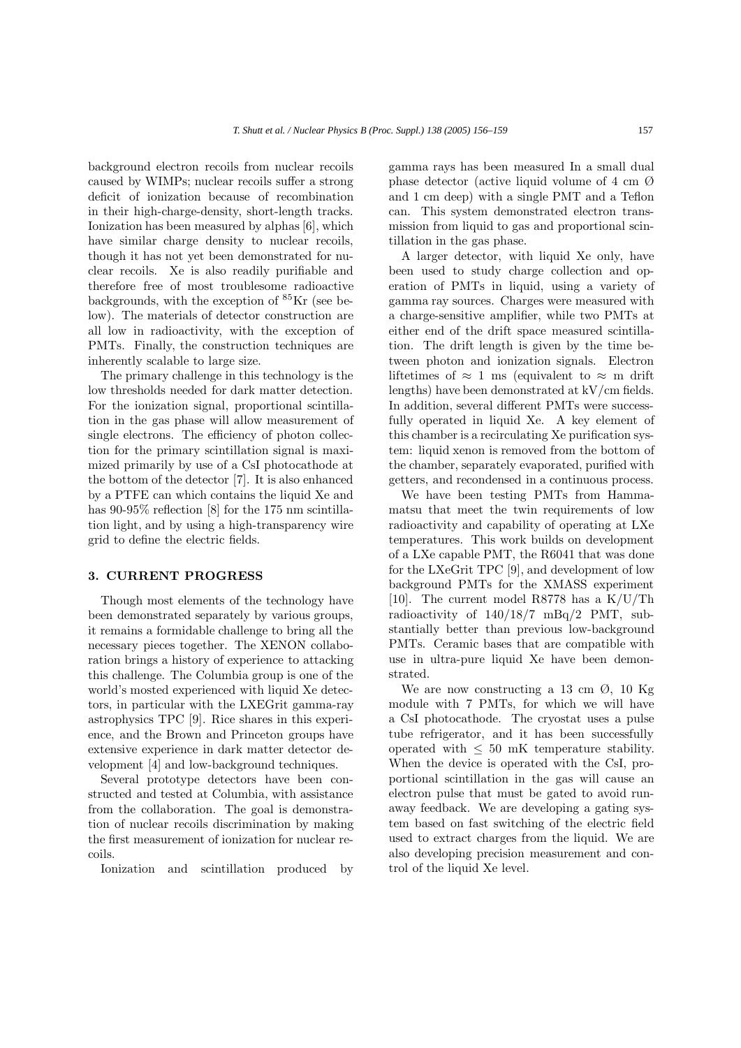background electron recoils from nuclear recoils caused by WIMPs; nuclear recoils suffer a strong deficit of ionization because of recombination in their high-charge-density, short-length tracks. Ionization has been measured by alphas [6], which have similar charge density to nuclear recoils, though it has not yet been demonstrated for nuclear recoils. Xe is also readily purifiable and therefore free of most troublesome radioactive backgrounds, with the exception of $^{85}$Kr (see below). The materials of detector construction are all low in radioactivity, with the exception of PMTs. Finally, the construction techniques are inherently scalable to large size.

The primary challenge in this technology is the low thresholds needed for dark matter detection. For the ionization signal, proportional scintillation in the gas phase will allow measurement of single electrons. The efficiency of photon collection for the primary scintillation signal is maximized primarily by use of a CsI photocathode at the bottom of the detector [7]. It is also enhanced by a PTFE can which contains the liquid Xe and has 90-95% reflection [8] for the 175 nm scintillation light, and by using a high-transparency wire grid to define the electric fields.

## 3. CURRENT PROGRESS

Though most elements of the technology have been demonstrated separately by various groups, it remains a formidable challenge to bring all the necessary pieces together. The XENON collaboration brings a history of experience to attacking this challenge. The Columbia group is one of the world's mosted experienced with liquid Xe detectors, in particular with the LXEGrit gamma-ray astrophysics TPC [9]. Rice shares in this experience, and the Brown and Princeton groups have extensive experience in dark matter detector development [4] and low-background techniques.

Several prototype detectors have been constructed and tested at Columbia, with assistance from the collaboration. The goal is demonstration of nuclear recoils discrimination by making the first measurement of ionization for nuclear recoils.

Ionization and scintillation produced by gamma rays has been measured In a small dual phase detector (active liquid volume of 4 cm Ø and 1 cm deep) with a single PMT and a Teflon can. This system demonstrated electron transmission from liquid to gas and proportional scintillation in the gas phase.

A larger detector, with liquid Xe only, have been used to study charge collection and operation of PMTs in liquid, using a variety of gamma ray sources. Charges were measured with a charge-sensitive amplifier, while two PMTs at either end of the drift space measured scintillation. The drift length is given by the time between photon and ionization signals. Electron liftetimes of $\approx$ 1 ms (equivalent to $\approx$ m drift lengths) have been demonstrated at kV/cm fields. In addition, several different PMTs were successfully operated in liquid Xe. A key element of this chamber is a recirculating Xe purification system: liquid xenon is removed from the bottom of the chamber, separately evaporated, purified with getters, and recondensed in a continuous process.

We have been testing PMTs from Hammamatsu that meet the twin requirements of low radioactivity and capability of operating at LXe temperatures. This work builds on development of a LXe capable PMT, the R6041 that was done for the LXeGrit TPC [9], and development of low background PMTs for the XMASS experiment [10]. The current model R8778 has a K/U/Th radioactivity of 140/18/7 mBq/2 PMT, substantially better than previous low-background PMTs. Ceramic bases that are compatible with use in ultra-pure liquid Xe have been demonstrated.

We are now constructing a 13 cm Ø, 10 Kg module with 7 PMTs, for which we will have a CsI photocathode. The cryostat uses a pulse tube refrigerator, and it has been successfully operated with $\leq$ 50 mK temperature stability. When the device is operated with the CsI, proportional scintillation in the gas will cause an electron pulse that must be gated to avoid runaway feedback. We are developing a gating system based on fast switching of the electric field used to extract charges from the liquid. We are also developing precision measurement and control of the liquid Xe level.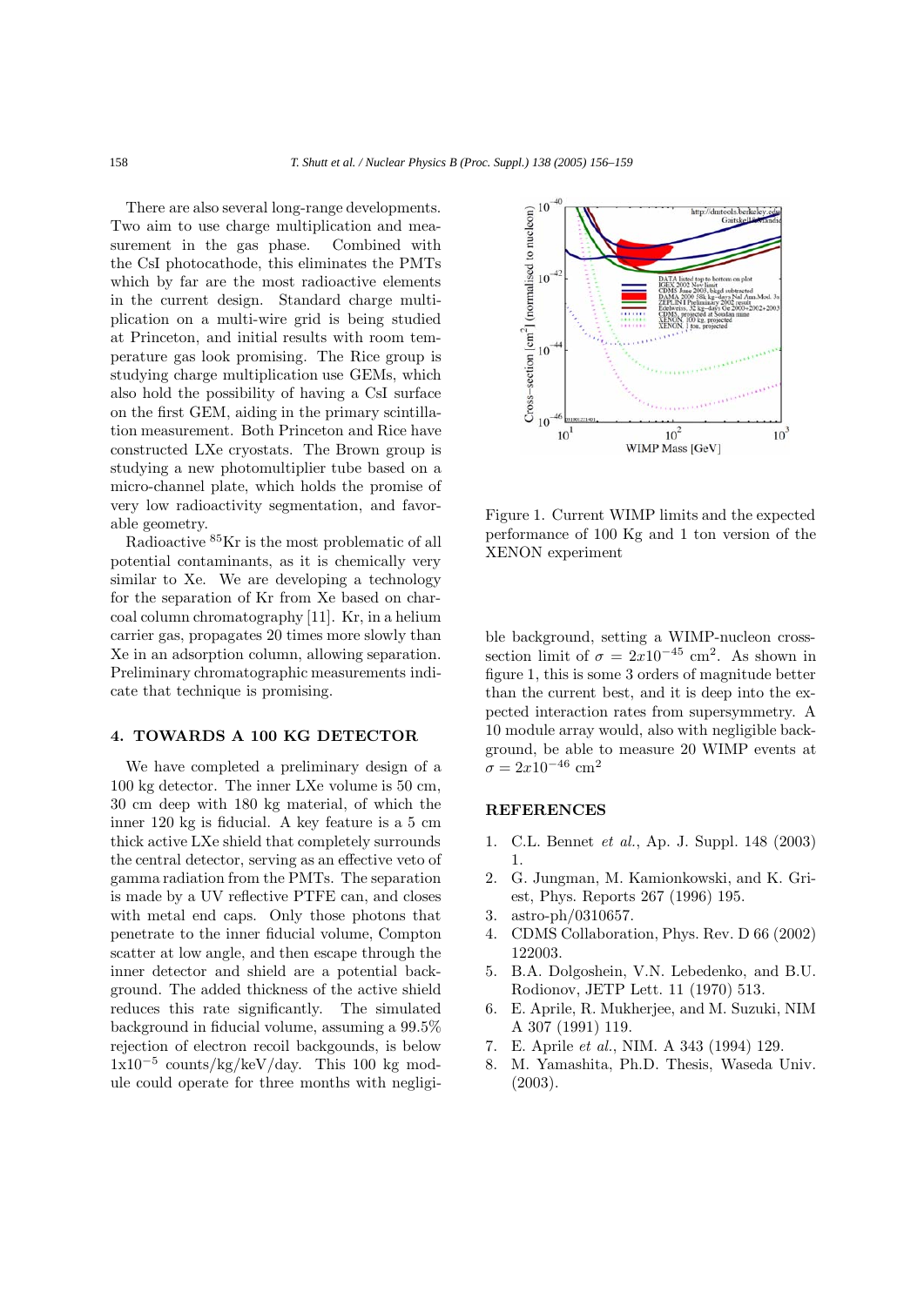There are also several long-range developments. Two aim to use charge multiplication and measurement in the gas phase. Combined with the CsI photocathode, this eliminates the PMTs which by far are the most radioactive elements in the current design. Standard charge multiplication on a multi-wire grid is being studied at Princeton, and initial results with room temperature gas look promising. The Rice group is studying charge multiplication use GEMs, which also hold the possibility of having a CsI surface on the first GEM, aiding in the primary scintillation measurement. Both Princeton and Rice have constructed LXe cryostats. The Brown group is studying a new photomultiplier tube based on a micro-channel plate, which holds the promise of very low radioactivity segmentation, and favorable geometry.

Radioactive $^{85}$Kr is the most problematic of all potential contaminants, as it is chemically very similar to Xe. We are developing a technology for the separation of Kr from Xe based on charcoal column chromatography [11]. Kr, in a helium carrier gas, propagates 20 times more slowly than Xe in an adsorption column, allowing separation. Preliminary chromatographic measurements indicate that technique is promising.

## 4. TOWARDS A 100 KG DETECTOR

We have completed a preliminary design of a 100 kg detector. The inner LXe volume is 50 cm, 30 cm deep with 180 kg material, of which the inner 120 kg is fiducial. A key feature is a 5 cm thick active LXe shield that completely surrounds the central detector, serving as an effective veto of gamma radiation from the PMTs. The separation is made by a UV reflective PTFE can, and closes with metal end caps. Only those photons that penetrate to the inner fiducial volume, Compton scatter at low angle, and then escape through the inner detector and shield are a potential background. The added thickness of the active shield reduces this rate significantly. The simulated background in fiducial volume, assuming a 99.5% rejection of electron recoil backgounds, is below $1x10^{-5}$ counts/kg/keV/day. This 100 kg module could operate for three months with negligible background, setting a WIMP-nucleon cross-section limit of $\sigma = 2x10^{-45}$ cm$^2$. As shown in figure 1, this is some 3 orders of magnitude better than the current best, and it is deep into the expected interaction rates from supersymmetry. A 10 module array would, also with negligible background, be able to measure 20 WIMP events at $\sigma = 2x10^{-46}$ cm$^2$

Figure 1. Current WIMP limits and the expected performance of 100 Kg and 1 ton version of the XENON experiment

## REFERENCES

1. C.L. Bennet *et al.*, Ap. J. Suppl. 148 (2003) 1.
2. G. Jungman, M. Kamionkowski, and K. Griest, Phys. Reports 267 (1996) 195.
3. astro-ph/0310657.
4. CDMS Collaboration, Phys. Rev. D 66 (2002) 122003.
5. B.A. Dolgoshein, V.N. Lebedenko, and B.U. Rodionov, JETP Lett. 11 (1970) 513.
6. E. Aprile, R. Mukherjee, and M. Suzuki, NIM A 307 (1991) 119.
7. E. Aprile *et al.*, NIM. A 343 (1994) 129.
8. M. Yamashita, Ph.D. Thesis, Waseda Univ. (2003).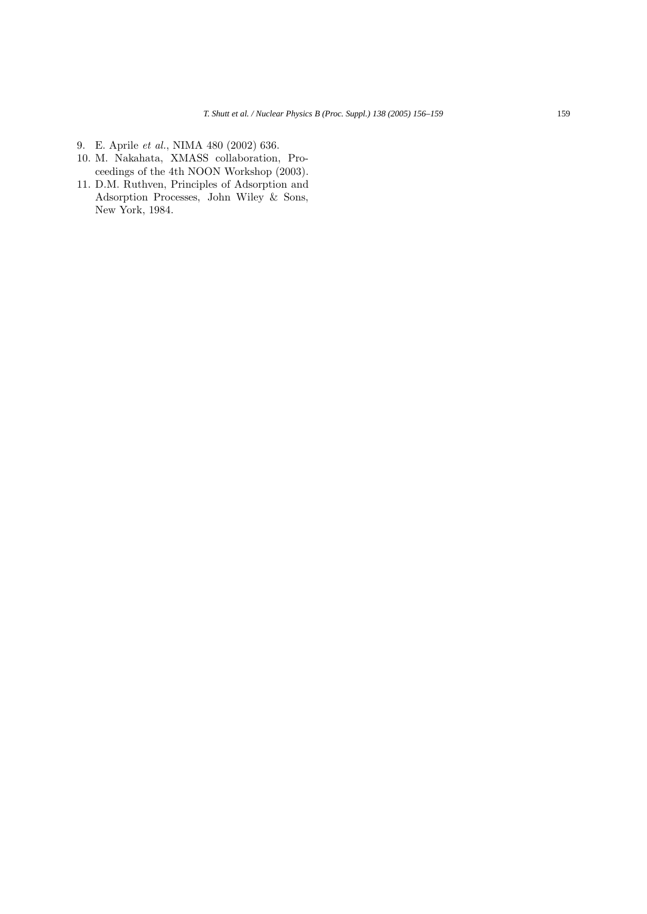9. E. Aprile *et al.*, NIMA 480 (2002) 636.
10. M. Nakahata, XMASS collaboration, Proceedings of the 4th NOON Workshop (2003).
11. D.M. Ruthven, Principles of Adsorption and Adsorption Processes, John Wiley & Sons, New York, 1984.